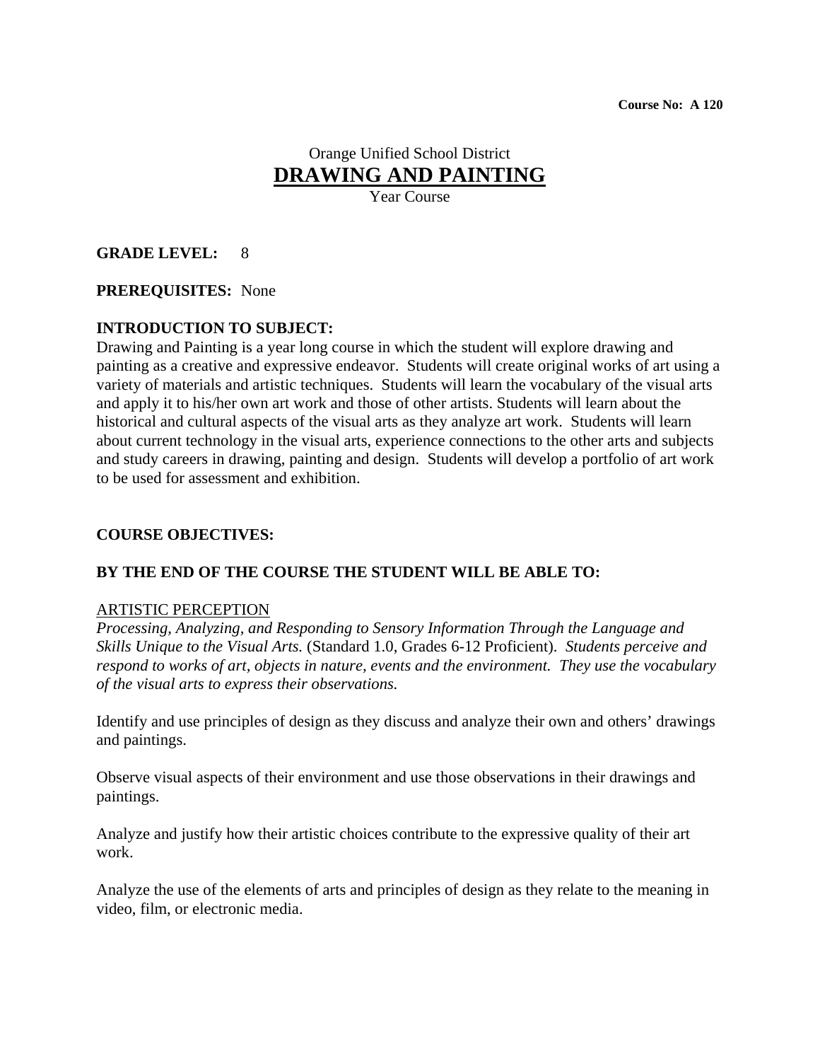**Course No: A 120**

Orange Unified School District

# DRAWING AND PAINTING

Year Course

**GRADE LEVEL:** 8

**PREREQUISITES:** None

**INTRODUCTION TO SUBJECT:**

Drawing and Painting is a year long course in which the student will explore drawing and painting as a creative and expressive endeavor. Students will create original works of art using a variety of materials and artistic techniques. Students will learn the vocabulary of the visual arts and apply it to his/her own art work and those of other artists. Students will learn about the historical and cultural aspects of the visual arts as they analyze art work. Students will learn about current technology in the visual arts, experience connections to the other arts and subjects and study careers in drawing, painting and design. Students will develop a portfolio of art work to be used for assessment and exhibition.

**COURSE OBJECTIVES:**

**BY THE END OF THE COURSE THE STUDENT WILL BE ABLE TO:**

<u>ARTISTIC PERCEPTION</u>

*Processing, Analyzing, and Responding to Sensory Information Through the Language and Skills Unique to the Visual Arts.* (Standard 1.0, Grades 6-12 Proficient). *Students perceive and respond to works of art, objects in nature, events and the environment. They use the vocabulary of the visual arts to express their observations.*

Identify and use principles of design as they discuss and analyze their own and others' drawings and paintings.

Observe visual aspects of their environment and use those observations in their drawings and paintings.

Analyze and justify how their artistic choices contribute to the expressive quality of their art work.

Analyze the use of the elements of arts and principles of design as they relate to the meaning in video, film, or electronic media.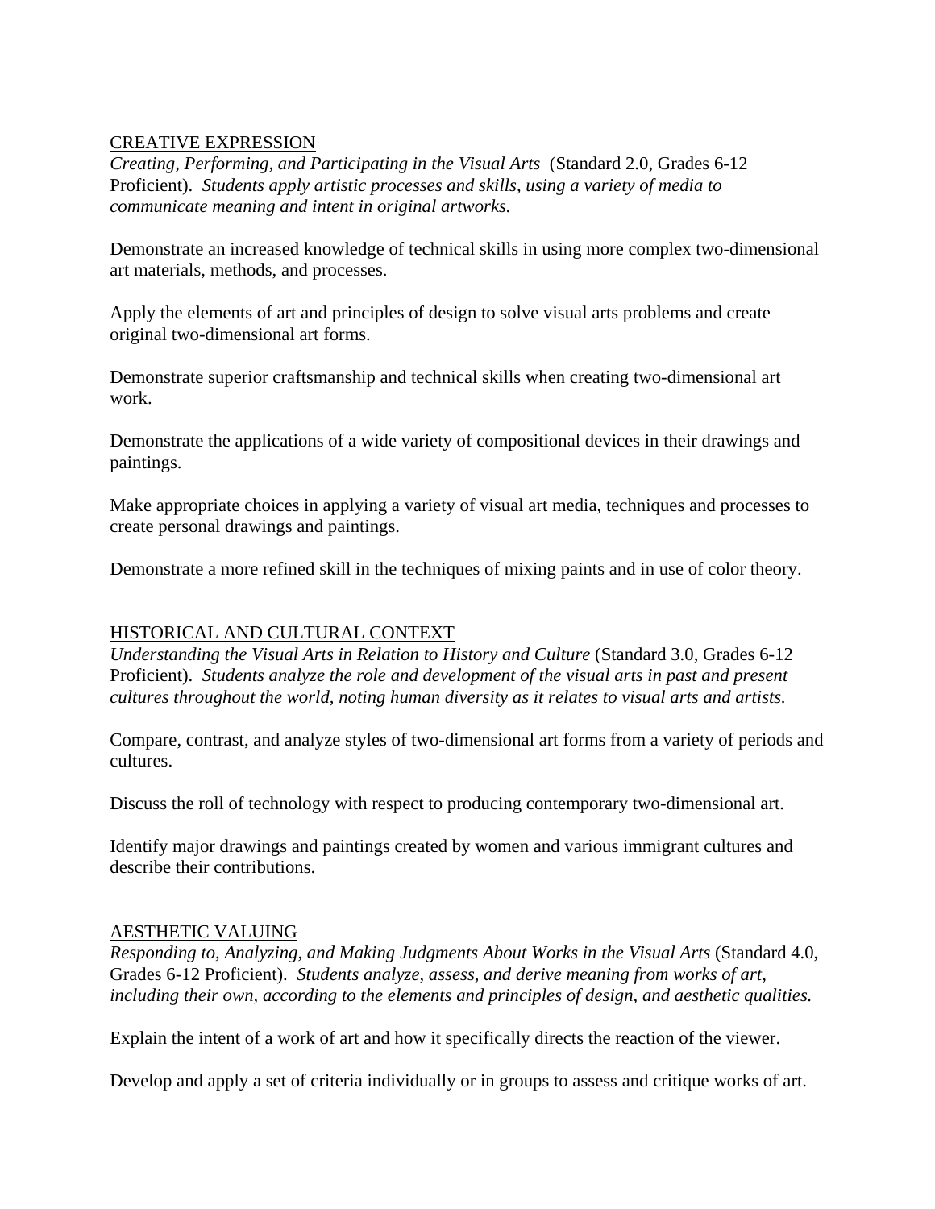CREATIVE EXPRESSION

*Creating, Performing, and Participating in the Visual Arts* (Standard 2.0, Grades 6-12 Proficient). *Students apply artistic processes and skills, using a variety of media to communicate meaning and intent in original artworks.*

Demonstrate an increased knowledge of technical skills in using more complex two-dimensional art materials, methods, and processes.

Apply the elements of art and principles of design to solve visual arts problems and create original two-dimensional art forms.

Demonstrate superior craftsmanship and technical skills when creating two-dimensional art work.

Demonstrate the applications of a wide variety of compositional devices in their drawings and paintings.

Make appropriate choices in applying a variety of visual art media, techniques and processes to create personal drawings and paintings.

Demonstrate a more refined skill in the techniques of mixing paints and in use of color theory.

HISTORICAL AND CULTURAL CONTEXT

*Understanding the Visual Arts in Relation to History and Culture* (Standard 3.0, Grades 6-12 Proficient). *Students analyze the role and development of the visual arts in past and present cultures throughout the world, noting human diversity as it relates to visual arts and artists.*

Compare, contrast, and analyze styles of two-dimensional art forms from a variety of periods and cultures.

Discuss the roll of technology with respect to producing contemporary two-dimensional art.

Identify major drawings and paintings created by women and various immigrant cultures and describe their contributions.

AESTHETIC VALUING

*Responding to, Analyzing, and Making Judgments About Works in the Visual Arts* (Standard 4.0, Grades 6-12 Proficient). *Students analyze, assess, and derive meaning from works of art, including their own, according to the elements and principles of design, and aesthetic qualities.*

Explain the intent of a work of art and how it specifically directs the reaction of the viewer.

Develop and apply a set of criteria individually or in groups to assess and critique works of art.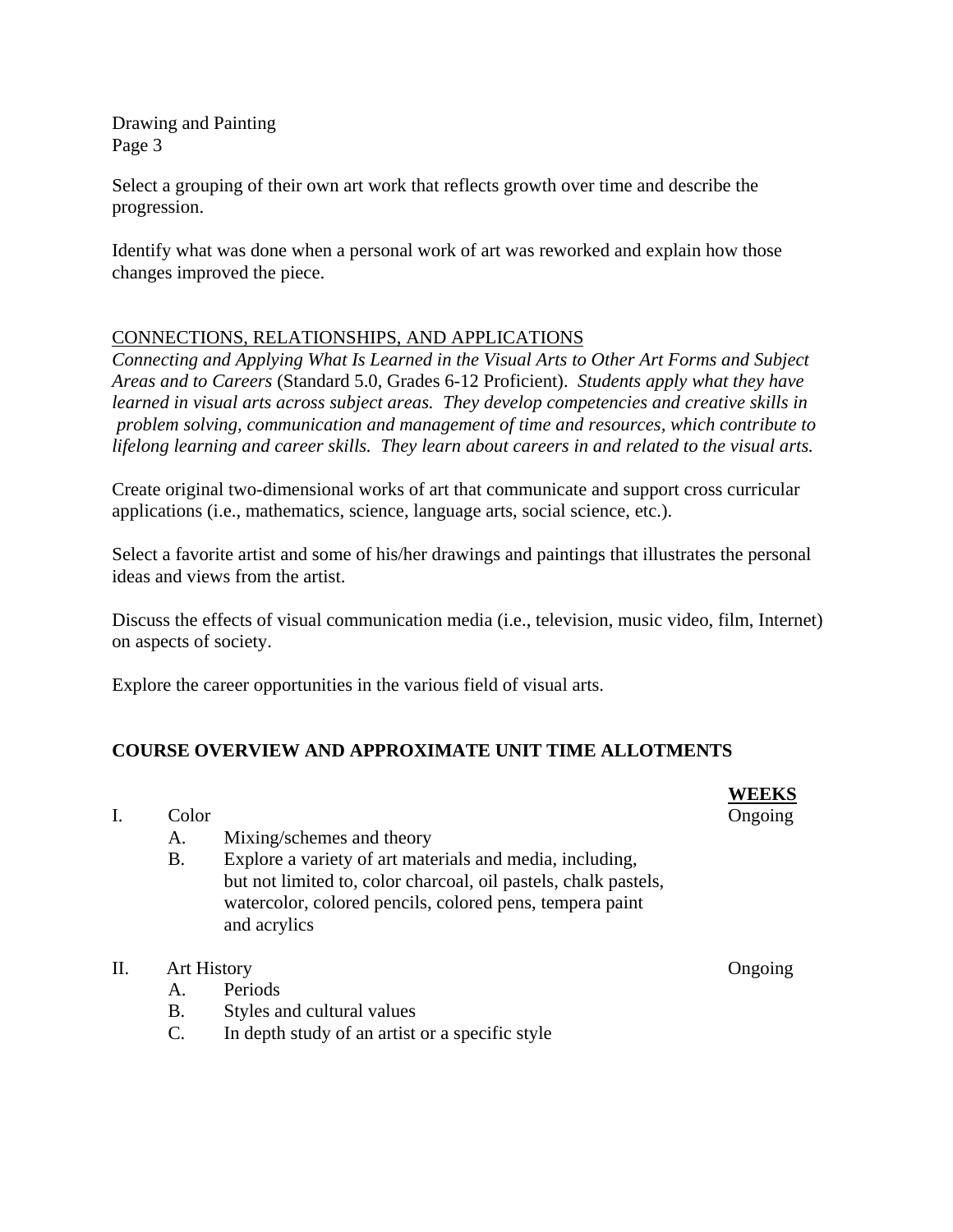Select a grouping of their own art work that reflects growth over time and describe the progression.

Identify what was done when a personal work of art was reworked and explain how those changes improved the piece.

## CONNECTIONS, RELATIONSHIPS, AND APPLICATIONS

*Connecting and Applying What Is Learned in the Visual Arts to Other Art Forms and Subject Areas and to Careers* (Standard 5.0, Grades 6-12 Proficient). *Students apply what they have learned in visual arts across subject areas. They develop competencies and creative skills in problem solving, communication and management of time and resources, which contribute to lifelong learning and career skills. They learn about careers in and related to the visual arts.*

Create original two-dimensional works of art that communicate and support cross curricular applications (i.e., mathematics, science, language arts, social science, etc.).

Select a favorite artist and some of his/her drawings and paintings that illustrates the personal ideas and views from the artist.

Discuss the effects of visual communication media (i.e., television, music video, film, Internet) on aspects of society.

Explore the career opportunities in the various field of visual arts.

## COURSE OVERVIEW AND APPROXIMATE UNIT TIME ALLOTMENTS

| | | **WEEKS** |
|---|---|---|
| I. | Color | Ongoing |
| | A. Mixing/schemes and theory | |
| | B. Explore a variety of art materials and media, including, but not limited to, color charcoal, oil pastels, chalk pastels, watercolor, colored pencils, colored pens, tempera paint and acrylics | |
| II. | Art History | Ongoing |
| | A. Periods | |
| | B. Styles and cultural values | |
| | C. In depth study of an artist or a specific style | |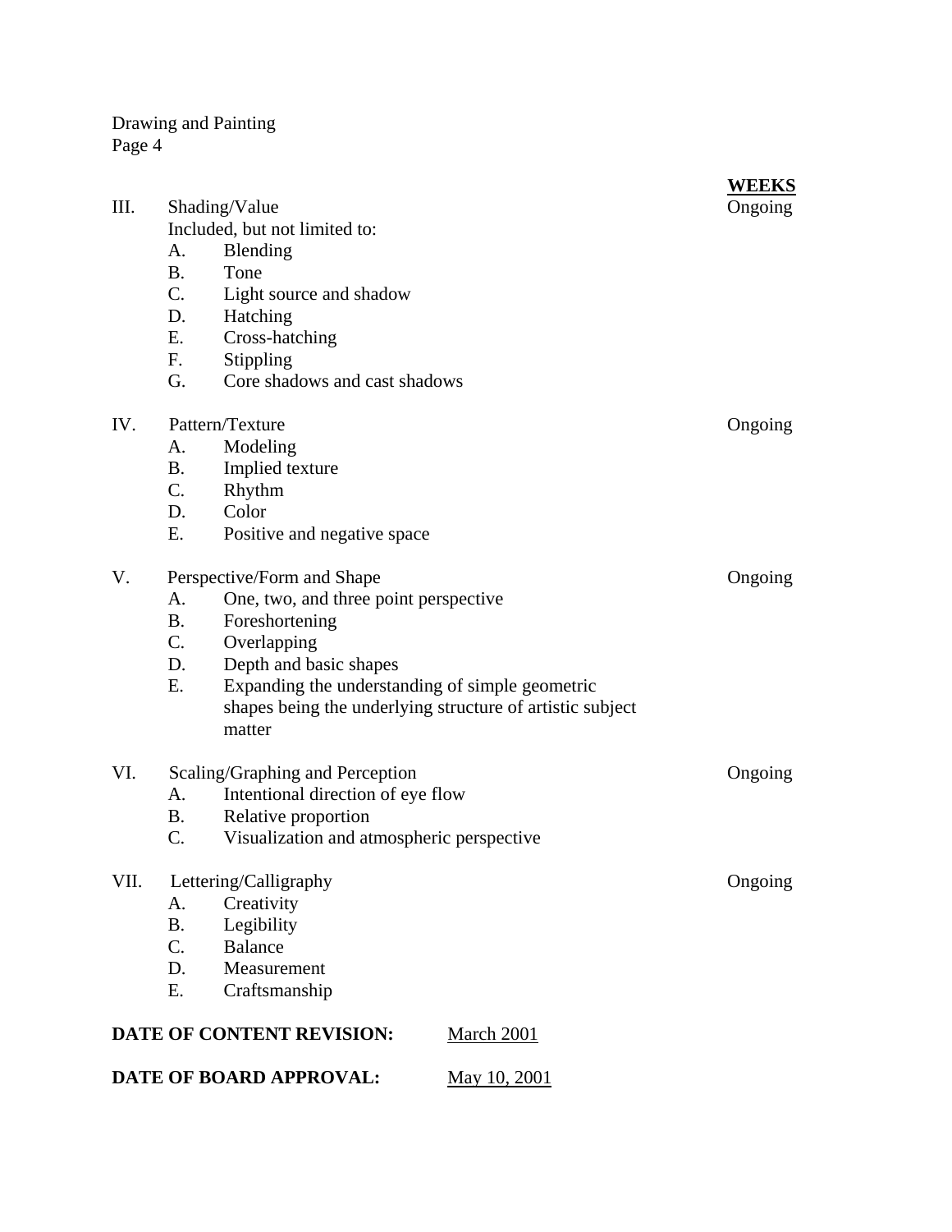| | | WEEKS |
|---|---|---|
| III. | Shading/Value<br>Included, but not limited to:<br>A. Blending<br>B. Tone<br>C. Light source and shadow<br>D. Hatching<br>E. Cross-hatching<br>F. Stippling<br>G. Core shadows and cast shadows | Ongoing |
| IV. | Pattern/Texture<br>A. Modeling<br>B. Implied texture<br>C. Rhythm<br>D. Color<br>E. Positive and negative space | Ongoing |
| V. | Perspective/Form and Shape<br>A. One, two, and three point perspective<br>B. Foreshortening<br>C. Overlapping<br>D. Depth and basic shapes<br>E. Expanding the understanding of simple geometric shapes being the underlying structure of artistic subject matter | Ongoing |
| VI. | Scaling/Graphing and Perception<br>A. Intentional direction of eye flow<br>B. Relative proportion<br>C. Visualization and atmospheric perspective | Ongoing |
| VII. | Lettering/Calligraphy<br>A. Creativity<br>B. Legibility<br>C. Balance<br>D. Measurement<br>E. Craftsmanship | Ongoing |

**DATE OF CONTENT REVISION:** March 2001

**DATE OF BOARD APPROVAL:** May 10, 2001